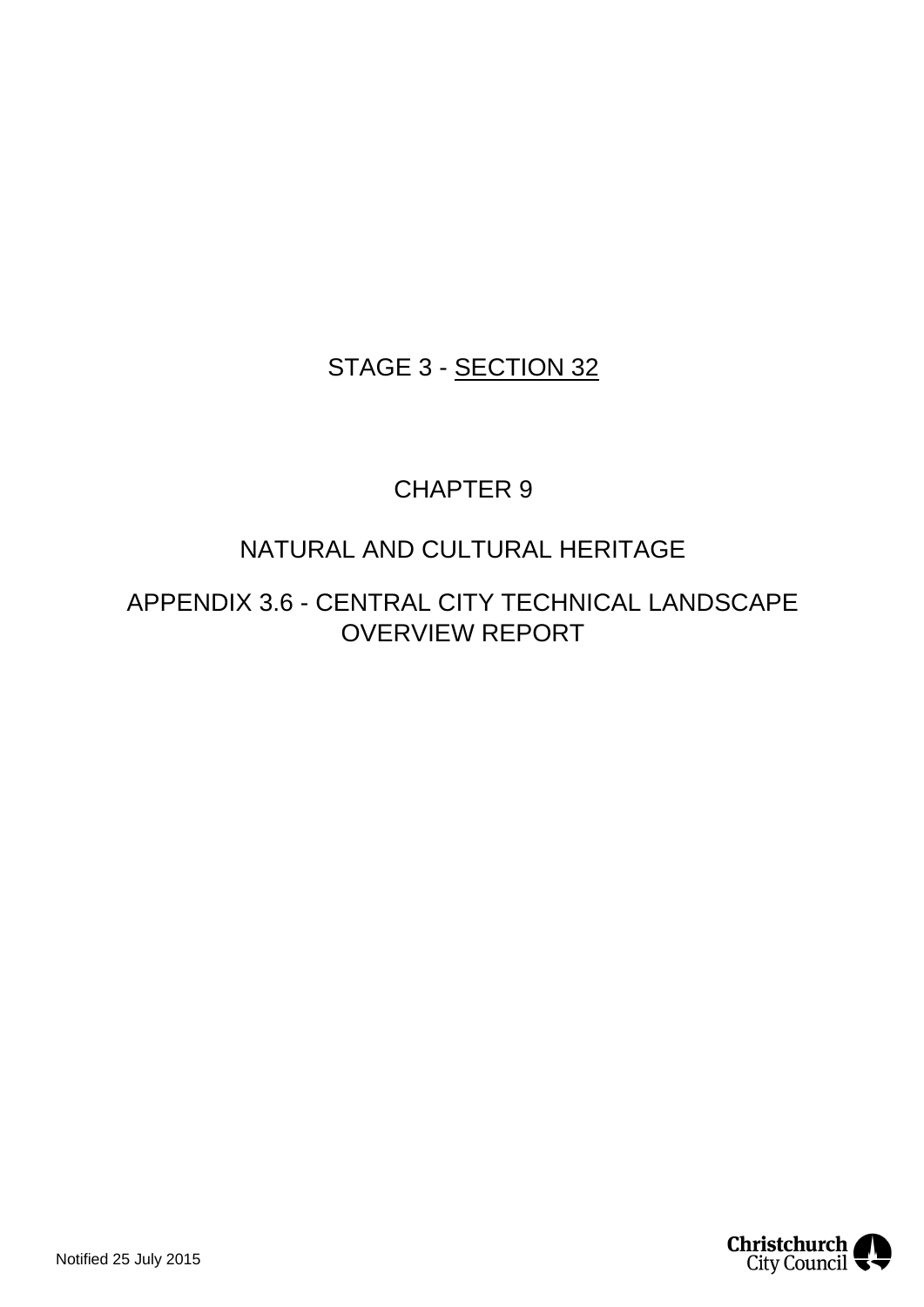# STAGE 3 - <u>SECTION 32</u>

## CHAPTER 9

## NATURAL AND CULTURAL HERITAGE

## APPENDIX 3.6 - CENTRAL CITY TECHNICAL LANDSCAPE OVERVIEW REPORT

Notified 25 July 2015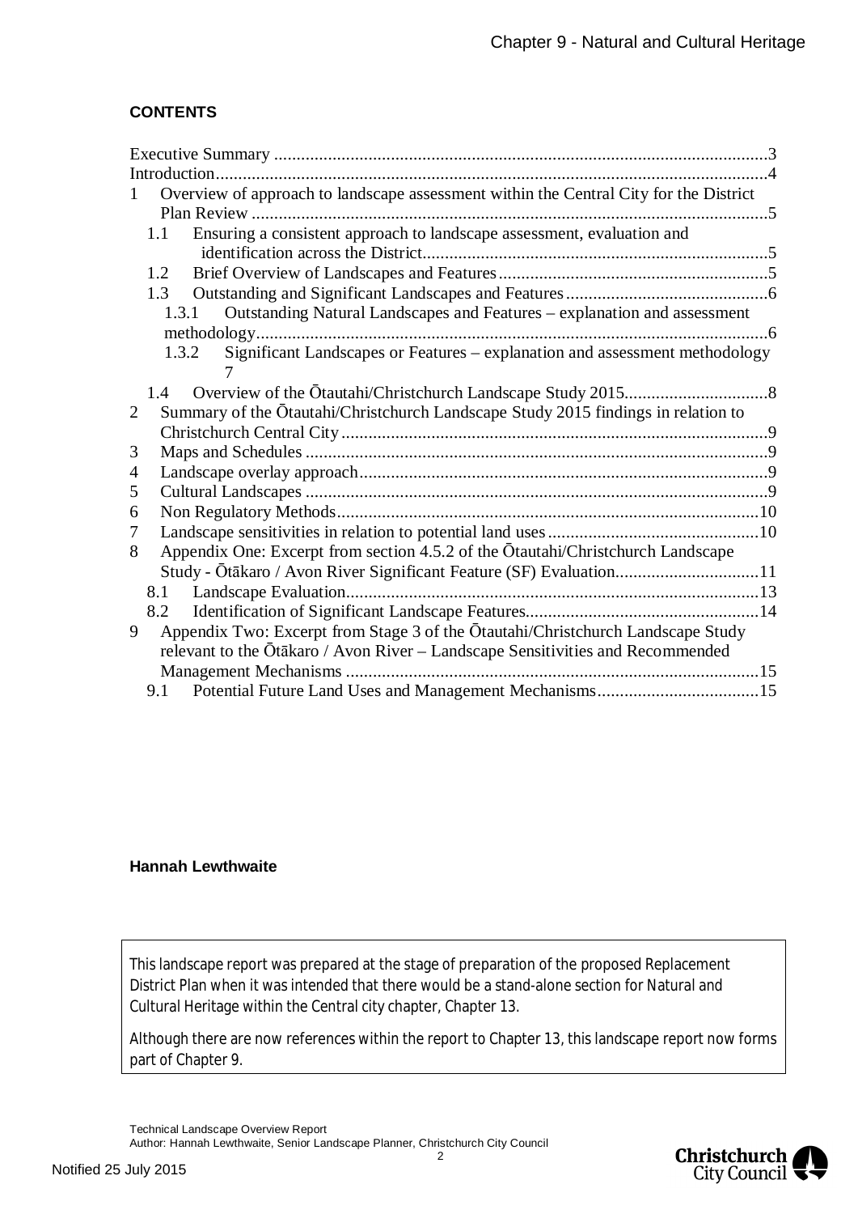**CONTENTS**

Executive Summary .....3

Introduction.....4

1 Overview of approach to landscape assessment within the Central City for the District Plan Review .....5

- 1.1 Ensuring a consistent approach to landscape assessment, evaluation and identification across the District.....5
- 1.2 Brief Overview of Landscapes and Features.....5
- 1.3 Outstanding and Significant Landscapes and Features.....6
  - 1.3.1 Outstanding Natural Landscapes and Features – explanation and assessment methodology.....6
  - 1.3.2 Significant Landscapes or Features – explanation and assessment methodology 7
- 1.4 Overview of the Ōtautahi/Christchurch Landscape Study 2015.....8

2 Summary of the Ōtautahi/Christchurch Landscape Study 2015 findings in relation to Christchurch Central City.....9

3 Maps and Schedules .....9

4 Landscape overlay approach.....9

5 Cultural Landscapes .....9

6 Non Regulatory Methods.....10

7 Landscape sensitivities in relation to potential land uses.....10

8 Appendix One: Excerpt from section 4.5.2 of the Ōtautahi/Christchurch Landscape Study - Ōtākaro / Avon River Significant Feature (SF) Evaluation.....11

- 8.1 Landscape Evaluation.....13
- 8.2 Identification of Significant Landscape Features.....14

9 Appendix Two: Excerpt from Stage 3 of the Ōtautahi/Christchurch Landscape Study relevant to the Ōtākaro / Avon River – Landscape Sensitivities and Recommended Management Mechanisms .....15

- 9.1 Potential Future Land Uses and Management Mechanisms.....15

**Hannah Lewthwaite**

This landscape report was prepared at the stage of preparation of the proposed Replacement District Plan when it was intended that there would be a stand-alone section for Natural and Cultural Heritage within the Central city chapter, Chapter 13.

Although there are now references within the report to Chapter 13, this landscape report now forms part of Chapter 9.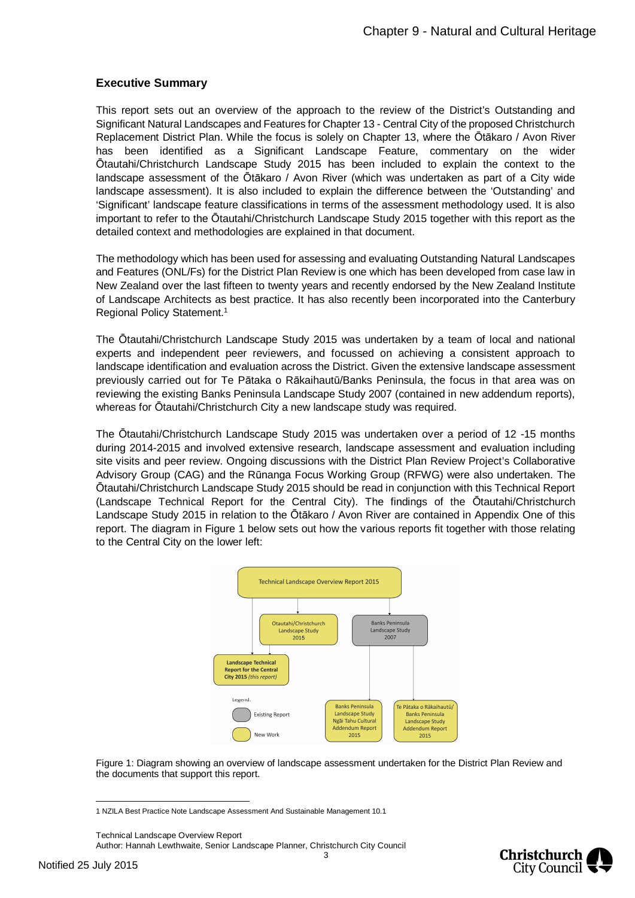## Executive Summary

This report sets out an overview of the approach to the review of the District's Outstanding and Significant Natural Landscapes and Features for Chapter 13 - Central City of the proposed Christchurch Replacement District Plan. While the focus is solely on Chapter 13, where the Ōtākaro / Avon River has been identified as a Significant Landscape Feature, commentary on the wider Ōtautahi/Christchurch Landscape Study 2015 has been included to explain the context to the landscape assessment of the Ōtākaro / Avon River (which was undertaken as part of a City wide landscape assessment). It is also included to explain the difference between the 'Outstanding' and 'Significant' landscape feature classifications in terms of the assessment methodology used. It is also important to refer to the Ōtautahi/Christchurch Landscape Study 2015 together with this report as the detailed context and methodologies are explained in that document.

The methodology which has been used for assessing and evaluating Outstanding Natural Landscapes and Features (ONL/Fs) for the District Plan Review is one which has been developed from case law in New Zealand over the last fifteen to twenty years and recently endorsed by the New Zealand Institute of Landscape Architects as best practice. It has also recently been incorporated into the Canterbury Regional Policy Statement.[1]

The Ōtautahi/Christchurch Landscape Study 2015 was undertaken by a team of local and national experts and independent peer reviewers, and focussed on achieving a consistent approach to landscape identification and evaluation across the District. Given the extensive landscape assessment previously carried out for Te Pātaka o Rākaihautū/Banks Peninsula, the focus in that area was on reviewing the existing Banks Peninsula Landscape Study 2007 (contained in new addendum reports), whereas for Ōtautahi/Christchurch City a new landscape study was required.

The Ōtautahi/Christchurch Landscape Study 2015 was undertaken over a period of 12 -15 months during 2014-2015 and involved extensive research, landscape assessment and evaluation including site visits and peer review. Ongoing discussions with the District Plan Review Project's Collaborative Advisory Group (CAG) and the Rūnanga Focus Working Group (RFWG) were also undertaken. The Ōtautahi/Christchurch Landscape Study 2015 should be read in conjunction with this Technical Report (Landscape Technical Report for the Central City). The findings of the Ōtautahi/Christchurch Landscape Study 2015 in relation to the Ōtākaro / Avon River are contained in Appendix One of this report. The diagram in Figure 1 below sets out how the various reports fit together with those relating to the Central City on the lower left:

Technical Landscape Overview Report 2015

Otautahi/Christchurch Landscape Study 2015

Banks Peninsula Landscape Study 2007

**Landscape Technical Report for the Central City 2015** *(this report)*

Banks Peninsula Landscape Study Ngāi Tahu Cultural Addendum Report 2015

Te Pātaka o Rākaihautū/ Banks Peninsula Landscape Study Addendum Report 2015

Legend:
- Existing Report
- New Work

Figure 1: Diagram showing an overview of landscape assessment undertaken for the District Plan Review and the documents that support this report.

[1] NZILA Best Practice Note Landscape Assessment And Sustainable Management 10.1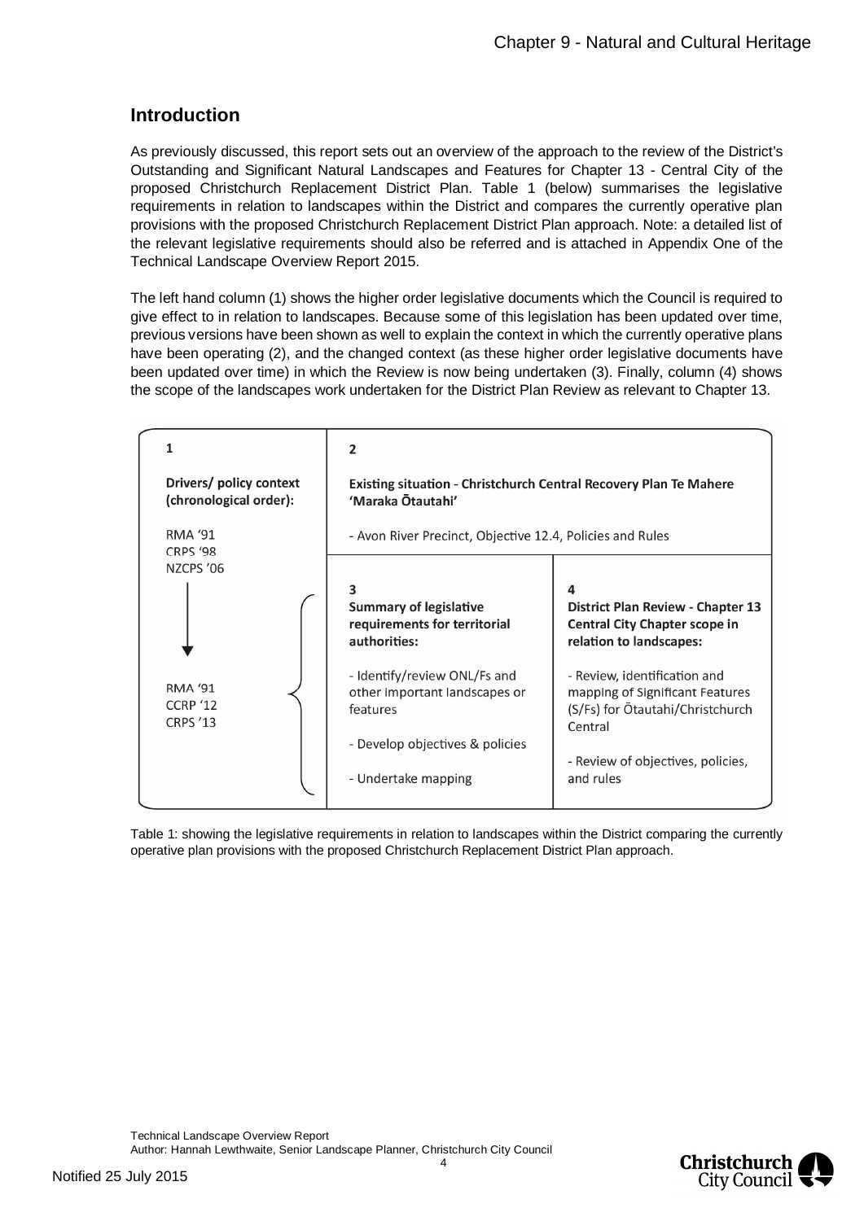## Introduction

As previously discussed, this report sets out an overview of the approach to the review of the District's Outstanding and Significant Natural Landscapes and Features for Chapter 13 - Central City of the proposed Christchurch Replacement District Plan. Table 1 (below) summarises the legislative requirements in relation to landscapes within the District and compares the currently operative plan provisions with the proposed Christchurch Replacement District Plan approach. Note: a detailed list of the relevant legislative requirements should also be referred and is attached in Appendix One of the Technical Landscape Overview Report 2015.

The left hand column (1) shows the higher order legislative documents which the Council is required to give effect to in relation to landscapes. Because some of this legislation has been updated over time, previous versions have been shown as well to explain the context in which the currently operative plans have been operating (2), and the changed context (as these higher order legislative documents have been updated over time) in which the Review is now being undertaken (3). Finally, column (4) shows the scope of the landscapes work undertaken for the District Plan Review as relevant to Chapter 13.

| 1<br>**Drivers/ policy context (chronological order):** | 2<br>**Existing situation - Christchurch Central Recovery Plan Te Mahere 'Maraka Ōtautahi'** | |
|---|---|---|
| RMA '91<br>CRPS '98<br>NZCPS '06 | - Avon River Precinct, Objective 12.4, Policies and Rules | |
| ↓ | 3<br>**Summary of legislative requirements for territorial authorities:** | 4<br>**District Plan Review - Chapter 13 Central City Chapter scope in relation to landscapes:** |
| RMA '91<br>CCRP '12<br>CRPS '13 | - Identify/review ONL/Fs and other important landscapes or features<br>- Develop objectives & policies<br>- Undertake mapping | - Review, identification and mapping of Significant Features (S/Fs) for Ōtautahi/Christchurch Central<br>- Review of objectives, policies, and rules |

Table 1: showing the legislative requirements in relation to landscapes within the District comparing the currently operative plan provisions with the proposed Christchurch Replacement District Plan approach.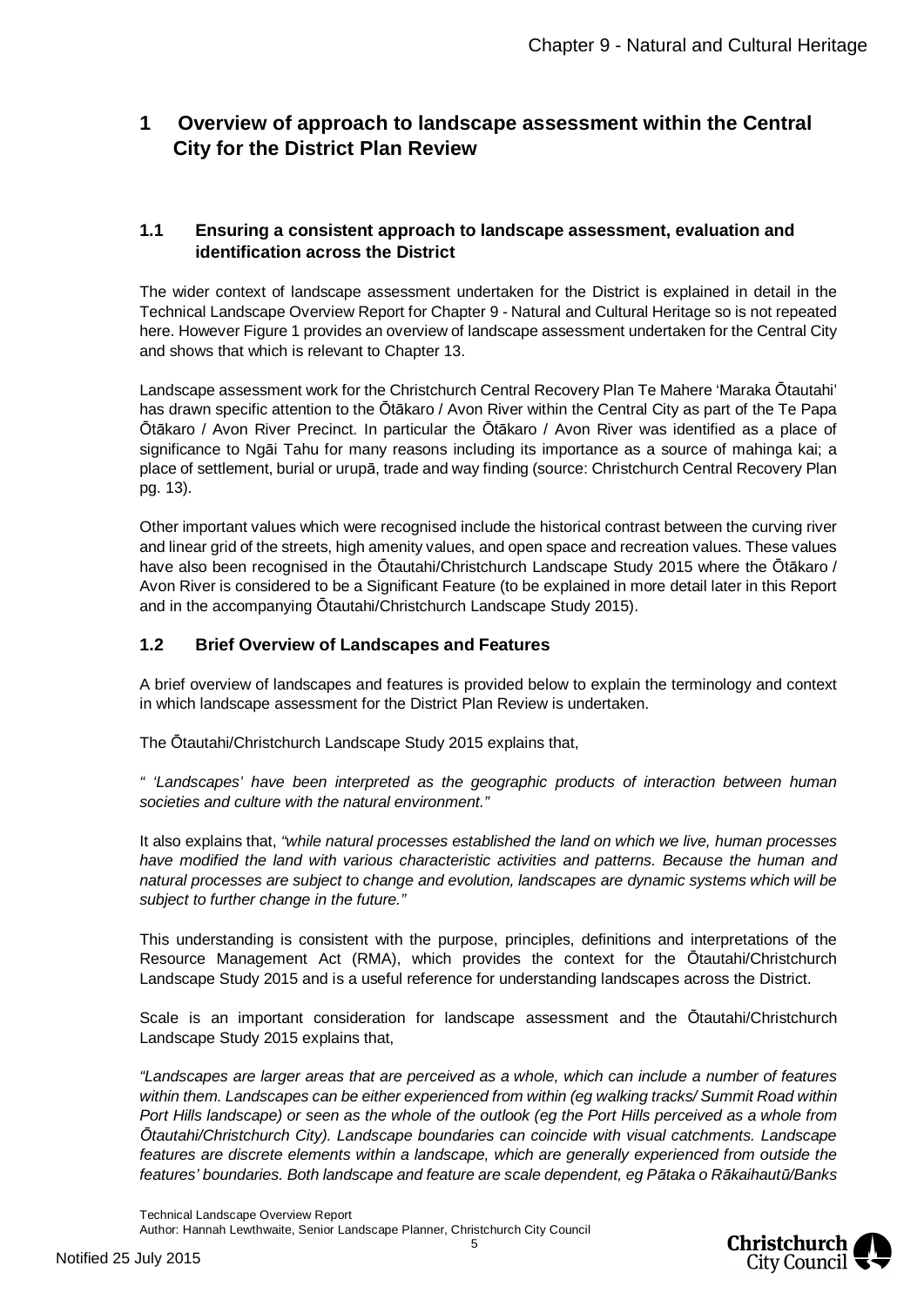# 1 Overview of approach to landscape assessment within the Central City for the District Plan Review

## 1.1 Ensuring a consistent approach to landscape assessment, evaluation and identification across the District

The wider context of landscape assessment undertaken for the District is explained in detail in the Technical Landscape Overview Report for Chapter 9 - Natural and Cultural Heritage so is not repeated here. However Figure 1 provides an overview of landscape assessment undertaken for the Central City and shows that which is relevant to Chapter 13.

Landscape assessment work for the Christchurch Central Recovery Plan Te Mahere 'Maraka Ōtautahi' has drawn specific attention to the Ōtākaro / Avon River within the Central City as part of the Te Papa Ōtākaro / Avon River Precinct. In particular the Ōtākaro / Avon River was identified as a place of significance to Ngāi Tahu for many reasons including its importance as a source of mahinga kai; a place of settlement, burial or urupā, trade and way finding (source: Christchurch Central Recovery Plan pg. 13).

Other important values which were recognised include the historical contrast between the curving river and linear grid of the streets, high amenity values, and open space and recreation values. These values have also been recognised in the Ōtautahi/Christchurch Landscape Study 2015 where the Ōtākaro / Avon River is considered to be a Significant Feature (to be explained in more detail later in this Report and in the accompanying Ōtautahi/Christchurch Landscape Study 2015).

## 1.2 Brief Overview of Landscapes and Features

A brief overview of landscapes and features is provided below to explain the terminology and context in which landscape assessment for the District Plan Review is undertaken.

The Ōtautahi/Christchurch Landscape Study 2015 explains that,

*" 'Landscapes' have been interpreted as the geographic products of interaction between human societies and culture with the natural environment."*

It also explains that, *"while natural processes established the land on which we live, human processes have modified the land with various characteristic activities and patterns. Because the human and natural processes are subject to change and evolution, landscapes are dynamic systems which will be subject to further change in the future."*

This understanding is consistent with the purpose, principles, definitions and interpretations of the Resource Management Act (RMA), which provides the context for the Ōtautahi/Christchurch Landscape Study 2015 and is a useful reference for understanding landscapes across the District.

Scale is an important consideration for landscape assessment and the Ōtautahi/Christchurch Landscape Study 2015 explains that,

*"Landscapes are larger areas that are perceived as a whole, which can include a number of features within them. Landscapes can be either experienced from within (eg walking tracks/ Summit Road within Port Hills landscape) or seen as the whole of the outlook (eg the Port Hills perceived as a whole from Ōtautahi/Christchurch City). Landscape boundaries can coincide with visual catchments. Landscape features are discrete elements within a landscape, which are generally experienced from outside the features' boundaries. Both landscape and feature are scale dependent, eg Pātaka o Rākaihautū/Banks*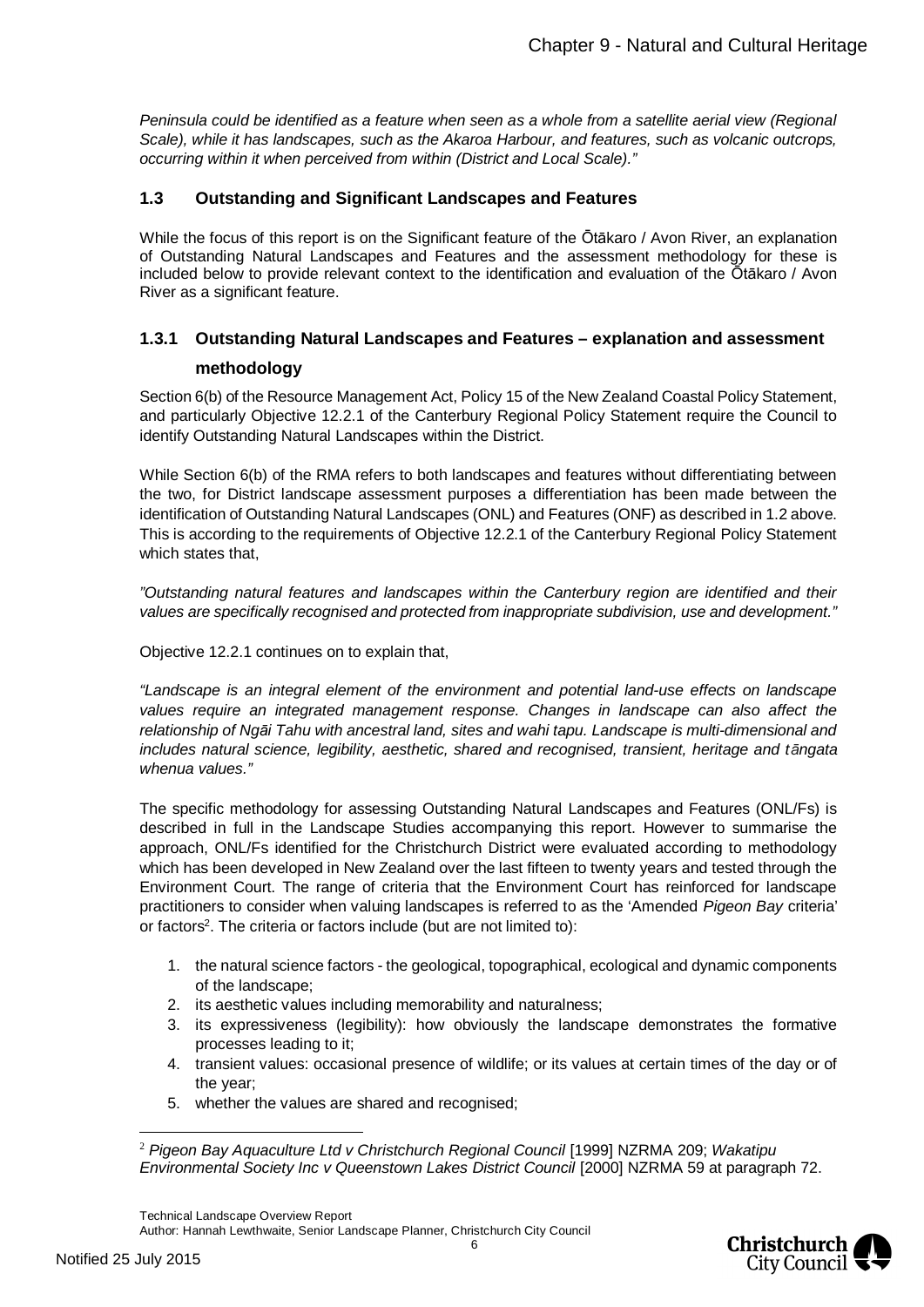*Peninsula could be identified as a feature when seen as a whole from a satellite aerial view (Regional Scale), while it has landscapes, such as the Akaroa Harbour, and features, such as volcanic outcrops, occurring within it when perceived from within (District and Local Scale)."*

## 1.3 Outstanding and Significant Landscapes and Features

While the focus of this report is on the Significant feature of the Ōtākaro / Avon River, an explanation of Outstanding Natural Landscapes and Features and the assessment methodology for these is included below to provide relevant context to the identification and evaluation of the Ōtākaro / Avon River as a significant feature.

### 1.3.1 Outstanding Natural Landscapes and Features – explanation and assessment methodology

Section 6(b) of the Resource Management Act, Policy 15 of the New Zealand Coastal Policy Statement, and particularly Objective 12.2.1 of the Canterbury Regional Policy Statement require the Council to identify Outstanding Natural Landscapes within the District.

While Section 6(b) of the RMA refers to both landscapes and features without differentiating between the two, for District landscape assessment purposes a differentiation has been made between the identification of Outstanding Natural Landscapes (ONL) and Features (ONF) as described in 1.2 above. This is according to the requirements of Objective 12.2.1 of the Canterbury Regional Policy Statement which states that,

*"Outstanding natural features and landscapes within the Canterbury region are identified and their values are specifically recognised and protected from inappropriate subdivision, use and development."*

Objective 12.2.1 continues on to explain that,

*"Landscape is an integral element of the environment and potential land-use effects on landscape values require an integrated management response. Changes in landscape can also affect the relationship of Ngāi Tahu with ancestral land, sites and wahi tapu. Landscape is multi-dimensional and includes natural science, legibility, aesthetic, shared and recognised, transient, heritage and tāngata whenua values."*

The specific methodology for assessing Outstanding Natural Landscapes and Features (ONL/Fs) is described in full in the Landscape Studies accompanying this report. However to summarise the approach, ONL/Fs identified for the Christchurch District were evaluated according to methodology which has been developed in New Zealand over the last fifteen to twenty years and tested through the Environment Court. The range of criteria that the Environment Court has reinforced for landscape practitioners to consider when valuing landscapes is referred to as the 'Amended *Pigeon Bay* criteria' or factors[2]. The criteria or factors include (but are not limited to):

1. the natural science factors - the geological, topographical, ecological and dynamic components of the landscape;
2. its aesthetic values including memorability and naturalness;
3. its expressiveness (legibility): how obviously the landscape demonstrates the formative processes leading to it;
4. transient values: occasional presence of wildlife; or its values at certain times of the day or of the year;
5. whether the values are shared and recognised;

[2] *Pigeon Bay Aquaculture Ltd v Christchurch Regional Council* [1999] NZRMA 209; *Wakatipu Environmental Society Inc v Queenstown Lakes District Council* [2000] NZRMA 59 at paragraph 72.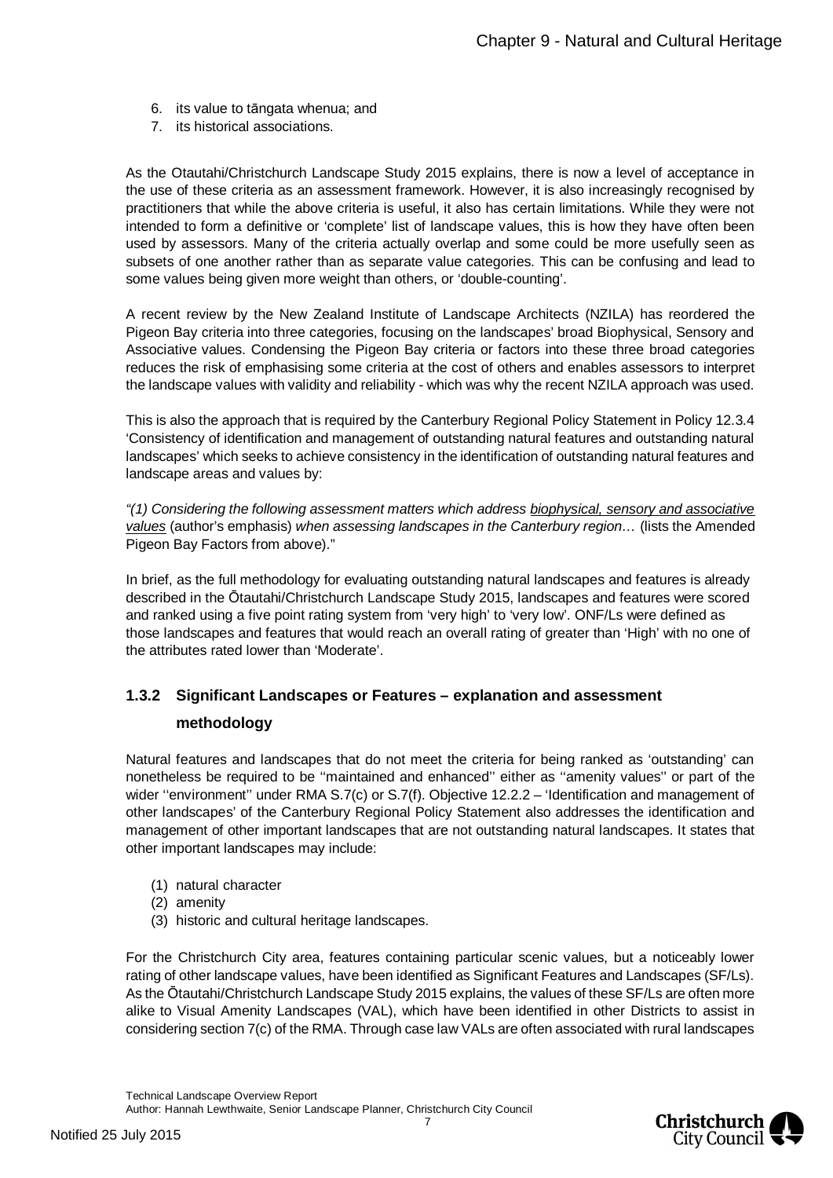6. its value to tāngata whenua; and
7. its historical associations.

As the Otautahi/Christchurch Landscape Study 2015 explains, there is now a level of acceptance in the use of these criteria as an assessment framework. However, it is also increasingly recognised by practitioners that while the above criteria is useful, it also has certain limitations. While they were not intended to form a definitive or 'complete' list of landscape values, this is how they have often been used by assessors. Many of the criteria actually overlap and some could be more usefully seen as subsets of one another rather than as separate value categories. This can be confusing and lead to some values being given more weight than others, or 'double-counting'.

A recent review by the New Zealand Institute of Landscape Architects (NZILA) has reordered the Pigeon Bay criteria into three categories, focusing on the landscapes' broad Biophysical, Sensory and Associative values. Condensing the Pigeon Bay criteria or factors into these three broad categories reduces the risk of emphasising some criteria at the cost of others and enables assessors to interpret the landscape values with validity and reliability - which was why the recent NZILA approach was used.

This is also the approach that is required by the Canterbury Regional Policy Statement in Policy 12.3.4 'Consistency of identification and management of outstanding natural features and outstanding natural landscapes' which seeks to achieve consistency in the identification of outstanding natural features and landscape areas and values by:

*"(1) Considering the following assessment matters which address biophysical, sensory and associative values* (author's emphasis) *when assessing landscapes in the Canterbury region…* (lists the Amended Pigeon Bay Factors from above)."

In brief, as the full methodology for evaluating outstanding natural landscapes and features is already described in the Ōtautahi/Christchurch Landscape Study 2015, landscapes and features were scored and ranked using a five point rating system from 'very high' to 'very low'. ONF/Ls were defined as those landscapes and features that would reach an overall rating of greater than 'High' with no one of the attributes rated lower than 'Moderate'.

### 1.3.2 Significant Landscapes or Features – explanation and assessment methodology

Natural features and landscapes that do not meet the criteria for being ranked as 'outstanding' can nonetheless be required to be ''maintained and enhanced'' either as ''amenity values'' or part of the wider ''environment'' under RMA S.7(c) or S.7(f). Objective 12.2.2 – 'Identification and management of other landscapes' of the Canterbury Regional Policy Statement also addresses the identification and management of other important landscapes that are not outstanding natural landscapes. It states that other important landscapes may include:

(1) natural character
(2) amenity
(3) historic and cultural heritage landscapes.

For the Christchurch City area, features containing particular scenic values, but a noticeably lower rating of other landscape values, have been identified as Significant Features and Landscapes (SF/Ls). As the Ōtautahi/Christchurch Landscape Study 2015 explains, the values of these SF/Ls are often more alike to Visual Amenity Landscapes (VAL), which have been identified in other Districts to assist in considering section 7(c) of the RMA. Through case law VALs are often associated with rural landscapes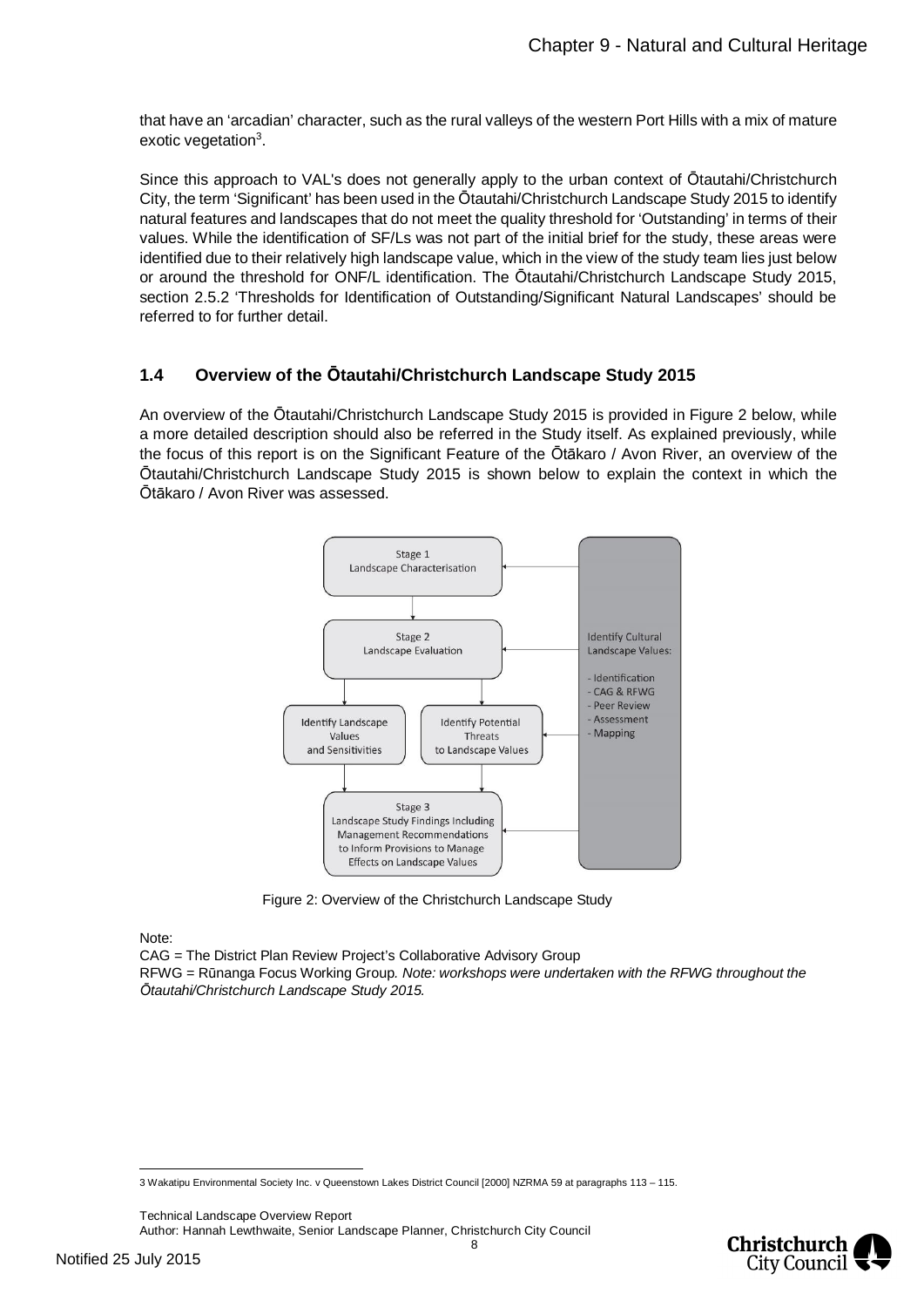that have an 'arcadian' character, such as the rural valleys of the western Port Hills with a mix of mature exotic vegetation[3].

Since this approach to VAL's does not generally apply to the urban context of Ōtautahi/Christchurch City, the term 'Significant' has been used in the Ōtautahi/Christchurch Landscape Study 2015 to identify natural features and landscapes that do not meet the quality threshold for 'Outstanding' in terms of their values. While the identification of SF/Ls was not part of the initial brief for the study, these areas were identified due to their relatively high landscape value, which in the view of the study team lies just below or around the threshold for ONF/L identification. The Ōtautahi/Christchurch Landscape Study 2015, section 2.5.2 'Thresholds for Identification of Outstanding/Significant Natural Landscapes' should be referred to for further detail.

## 1.4 Overview of the Ōtautahi/Christchurch Landscape Study 2015

An overview of the Ōtautahi/Christchurch Landscape Study 2015 is provided in Figure 2 below, while a more detailed description should also be referred in the Study itself. As explained previously, while the focus of this report is on the Significant Feature of the Ōtākaro / Avon River, an overview of the Ōtautahi/Christchurch Landscape Study 2015 is shown below to explain the context in which the Ōtākaro / Avon River was assessed.

Stage 1
Landscape Characterisation

Stage 2
Landscape Evaluation

Identify Landscape Values and Sensitivities

Identify Potential Threats to Landscape Values

Stage 3
Landscape Study Findings Including Management Recommendations to Inform Provisions to Manage Effects on Landscape Values

Identify Cultural Landscape Values:

- Identification
- CAG & RFWG
- Peer Review
- Assessment
- Mapping

Figure 2: Overview of the Christchurch Landscape Study

Note:
CAG = The District Plan Review Project's Collaborative Advisory Group
RFWG = Rūnanga Focus Working Group. *Note: workshops were undertaken with the RFWG throughout the Ōtautahi/Christchurch Landscape Study 2015.*

---

3 Wakatipu Environmental Society Inc. v Queenstown Lakes District Council [2000] NZRMA 59 at paragraphs 113 – 115.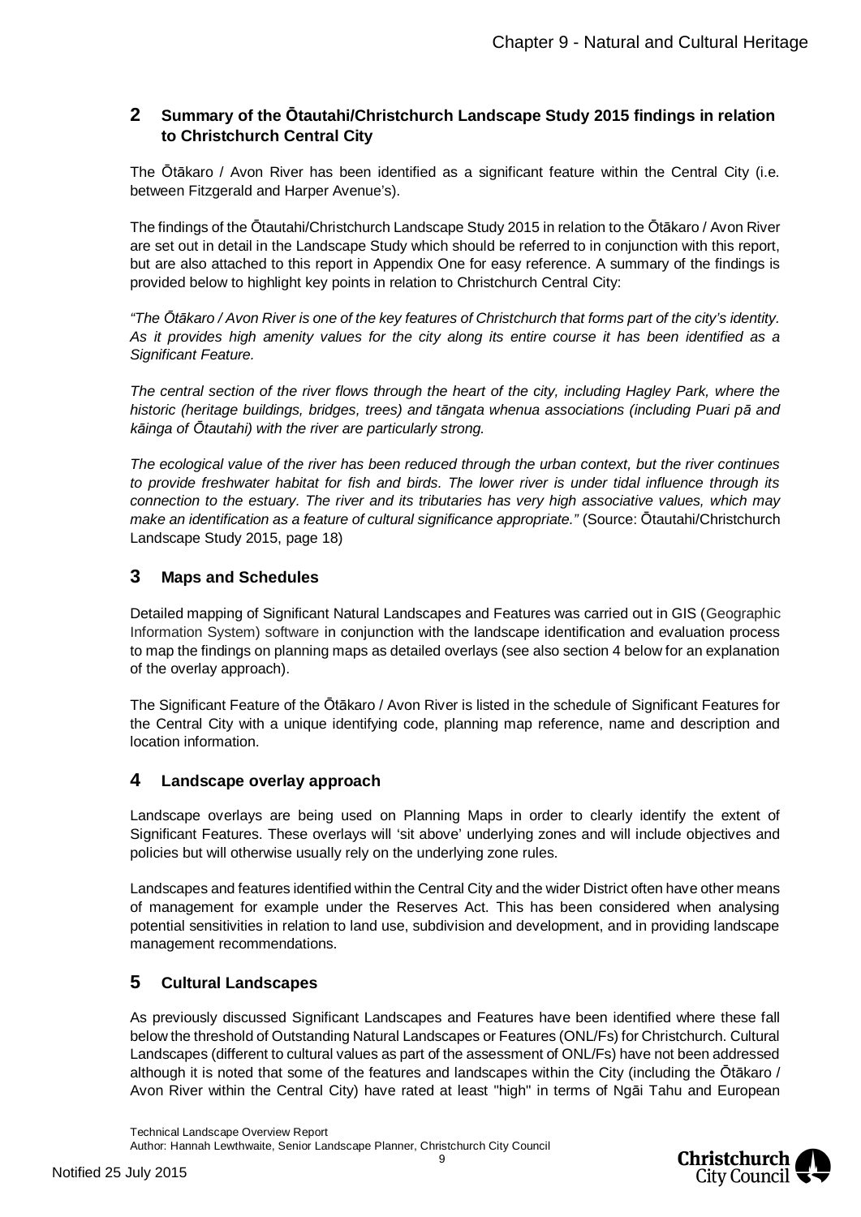## 2 Summary of the Ōtautahi/Christchurch Landscape Study 2015 findings in relation to Christchurch Central City

The Ōtākaro / Avon River has been identified as a significant feature within the Central City (i.e. between Fitzgerald and Harper Avenue's).

The findings of the Ōtautahi/Christchurch Landscape Study 2015 in relation to the Ōtākaro / Avon River are set out in detail in the Landscape Study which should be referred to in conjunction with this report, but are also attached to this report in Appendix One for easy reference. A summary of the findings is provided below to highlight key points in relation to Christchurch Central City:

*"The Ōtākaro / Avon River is one of the key features of Christchurch that forms part of the city's identity. As it provides high amenity values for the city along its entire course it has been identified as a Significant Feature.*

*The central section of the river flows through the heart of the city, including Hagley Park, where the historic (heritage buildings, bridges, trees) and tāngata whenua associations (including Puari pā and kāinga of Ōtautahi) with the river are particularly strong.*

*The ecological value of the river has been reduced through the urban context, but the river continues to provide freshwater habitat for fish and birds. The lower river is under tidal influence through its connection to the estuary. The river and its tributaries has very high associative values, which may make an identification as a feature of cultural significance appropriate."* (Source: Ōtautahi/Christchurch Landscape Study 2015, page 18)

## 3 Maps and Schedules

Detailed mapping of Significant Natural Landscapes and Features was carried out in GIS (Geographic Information System) software in conjunction with the landscape identification and evaluation process to map the findings on planning maps as detailed overlays (see also section 4 below for an explanation of the overlay approach).

The Significant Feature of the Ōtākaro / Avon River is listed in the schedule of Significant Features for the Central City with a unique identifying code, planning map reference, name and description and location information.

## 4 Landscape overlay approach

Landscape overlays are being used on Planning Maps in order to clearly identify the extent of Significant Features. These overlays will 'sit above' underlying zones and will include objectives and policies but will otherwise usually rely on the underlying zone rules.

Landscapes and features identified within the Central City and the wider District often have other means of management for example under the Reserves Act. This has been considered when analysing potential sensitivities in relation to land use, subdivision and development, and in providing landscape management recommendations.

## 5 Cultural Landscapes

As previously discussed Significant Landscapes and Features have been identified where these fall below the threshold of Outstanding Natural Landscapes or Features (ONL/Fs) for Christchurch. Cultural Landscapes (different to cultural values as part of the assessment of ONL/Fs) have not been addressed although it is noted that some of the features and landscapes within the City (including the Ōtākaro / Avon River within the Central City) have rated at least "high" in terms of Ngāi Tahu and European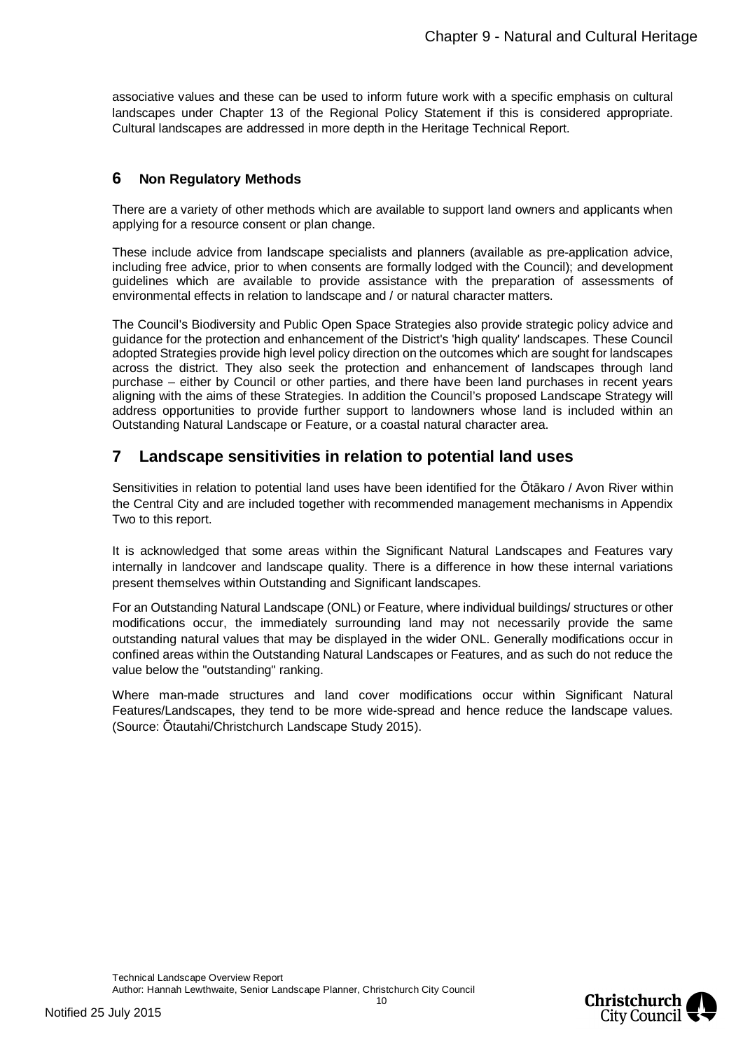associative values and these can be used to inform future work with a specific emphasis on cultural landscapes under Chapter 13 of the Regional Policy Statement if this is considered appropriate. Cultural landscapes are addressed in more depth in the Heritage Technical Report.

## 6 Non Regulatory Methods

There are a variety of other methods which are available to support land owners and applicants when applying for a resource consent or plan change.

These include advice from landscape specialists and planners (available as pre-application advice, including free advice, prior to when consents are formally lodged with the Council); and development guidelines which are available to provide assistance with the preparation of assessments of environmental effects in relation to landscape and / or natural character matters.

The Council's Biodiversity and Public Open Space Strategies also provide strategic policy advice and guidance for the protection and enhancement of the District's 'high quality' landscapes. These Council adopted Strategies provide high level policy direction on the outcomes which are sought for landscapes across the district. They also seek the protection and enhancement of landscapes through land purchase – either by Council or other parties, and there have been land purchases in recent years aligning with the aims of these Strategies. In addition the Council's proposed Landscape Strategy will address opportunities to provide further support to landowners whose land is included within an Outstanding Natural Landscape or Feature, or a coastal natural character area.

## 7 Landscape sensitivities in relation to potential land uses

Sensitivities in relation to potential land uses have been identified for the Ōtākaro / Avon River within the Central City and are included together with recommended management mechanisms in Appendix Two to this report.

It is acknowledged that some areas within the Significant Natural Landscapes and Features vary internally in landcover and landscape quality. There is a difference in how these internal variations present themselves within Outstanding and Significant landscapes.

For an Outstanding Natural Landscape (ONL) or Feature, where individual buildings/ structures or other modifications occur, the immediately surrounding land may not necessarily provide the same outstanding natural values that may be displayed in the wider ONL. Generally modifications occur in confined areas within the Outstanding Natural Landscapes or Features, and as such do not reduce the value below the "outstanding" ranking.

Where man-made structures and land cover modifications occur within Significant Natural Features/Landscapes, they tend to be more wide-spread and hence reduce the landscape values. (Source: Ōtautahi/Christchurch Landscape Study 2015).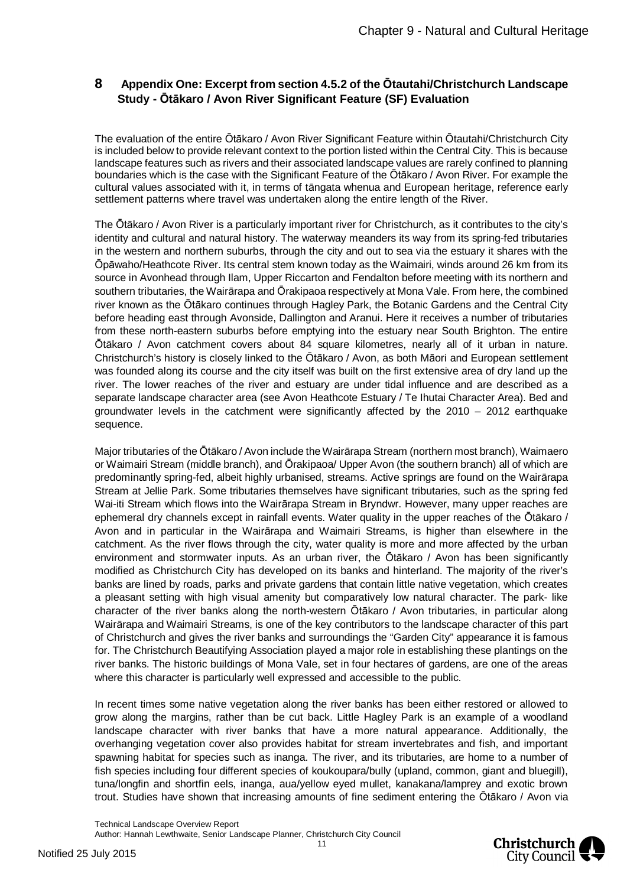## 8 Appendix One: Excerpt from section 4.5.2 of the Ōtautahi/Christchurch Landscape Study - Ōtākaro / Avon River Significant Feature (SF) Evaluation

The evaluation of the entire Ōtākaro / Avon River Significant Feature within Ōtautahi/Christchurch City is included below to provide relevant context to the portion listed within the Central City. This is because landscape features such as rivers and their associated landscape values are rarely confined to planning boundaries which is the case with the Significant Feature of the Ōtākaro / Avon River. For example the cultural values associated with it, in terms of tāngata whenua and European heritage, reference early settlement patterns where travel was undertaken along the entire length of the River.

The Ōtākaro / Avon River is a particularly important river for Christchurch, as it contributes to the city's identity and cultural and natural history. The waterway meanders its way from its spring-fed tributaries in the western and northern suburbs, through the city and out to sea via the estuary it shares with the Ōpāwaho/Heathcote River. Its central stem known today as the Waimairi, winds around 26 km from its source in Avonhead through Ilam, Upper Riccarton and Fendalton before meeting with its northern and southern tributaries, the Wairārapa and Ōrakipaoa respectively at Mona Vale. From here, the combined river known as the Ōtākaro continues through Hagley Park, the Botanic Gardens and the Central City before heading east through Avonside, Dallington and Aranui. Here it receives a number of tributaries from these north-eastern suburbs before emptying into the estuary near South Brighton. The entire Ōtākaro / Avon catchment covers about 84 square kilometres, nearly all of it urban in nature. Christchurch's history is closely linked to the Ōtākaro / Avon, as both Māori and European settlement was founded along its course and the city itself was built on the first extensive area of dry land up the river. The lower reaches of the river and estuary are under tidal influence and are described as a separate landscape character area (see Avon Heathcote Estuary / Te Ihutai Character Area). Bed and groundwater levels in the catchment were significantly affected by the 2010 – 2012 earthquake sequence.

Major tributaries of the Ōtākaro / Avon include the Wairārapa Stream (northern most branch), Waimaero or Waimairi Stream (middle branch), and Ōrakipaoa/ Upper Avon (the southern branch) all of which are predominantly spring-fed, albeit highly urbanised, streams. Active springs are found on the Wairārapa Stream at Jellie Park. Some tributaries themselves have significant tributaries, such as the spring fed Wai-iti Stream which flows into the Wairārapa Stream in Bryndwr. However, many upper reaches are ephemeral dry channels except in rainfall events. Water quality in the upper reaches of the Ōtākaro / Avon and in particular in the Wairārapa and Waimairi Streams, is higher than elsewhere in the catchment. As the river flows through the city, water quality is more and more affected by the urban environment and stormwater inputs. As an urban river, the Ōtākaro / Avon has been significantly modified as Christchurch City has developed on its banks and hinterland. The majority of the river's banks are lined by roads, parks and private gardens that contain little native vegetation, which creates a pleasant setting with high visual amenity but comparatively low natural character. The park- like character of the river banks along the north-western Ōtākaro / Avon tributaries, in particular along Wairārapa and Waimairi Streams, is one of the key contributors to the landscape character of this part of Christchurch and gives the river banks and surroundings the "Garden City" appearance it is famous for. The Christchurch Beautifying Association played a major role in establishing these plantings on the river banks. The historic buildings of Mona Vale, set in four hectares of gardens, are one of the areas where this character is particularly well expressed and accessible to the public.

In recent times some native vegetation along the river banks has been either restored or allowed to grow along the margins, rather than be cut back. Little Hagley Park is an example of a woodland landscape character with river banks that have a more natural appearance. Additionally, the overhanging vegetation cover also provides habitat for stream invertebrates and fish, and important spawning habitat for species such as inanga. The river, and its tributaries, are home to a number of fish species including four different species of koukoupara/bully (upland, common, giant and bluegill), tuna/longfin and shortfin eels, inanga, aua/yellow eyed mullet, kanakana/lamprey and exotic brown trout. Studies have shown that increasing amounts of fine sediment entering the Ōtākaro / Avon via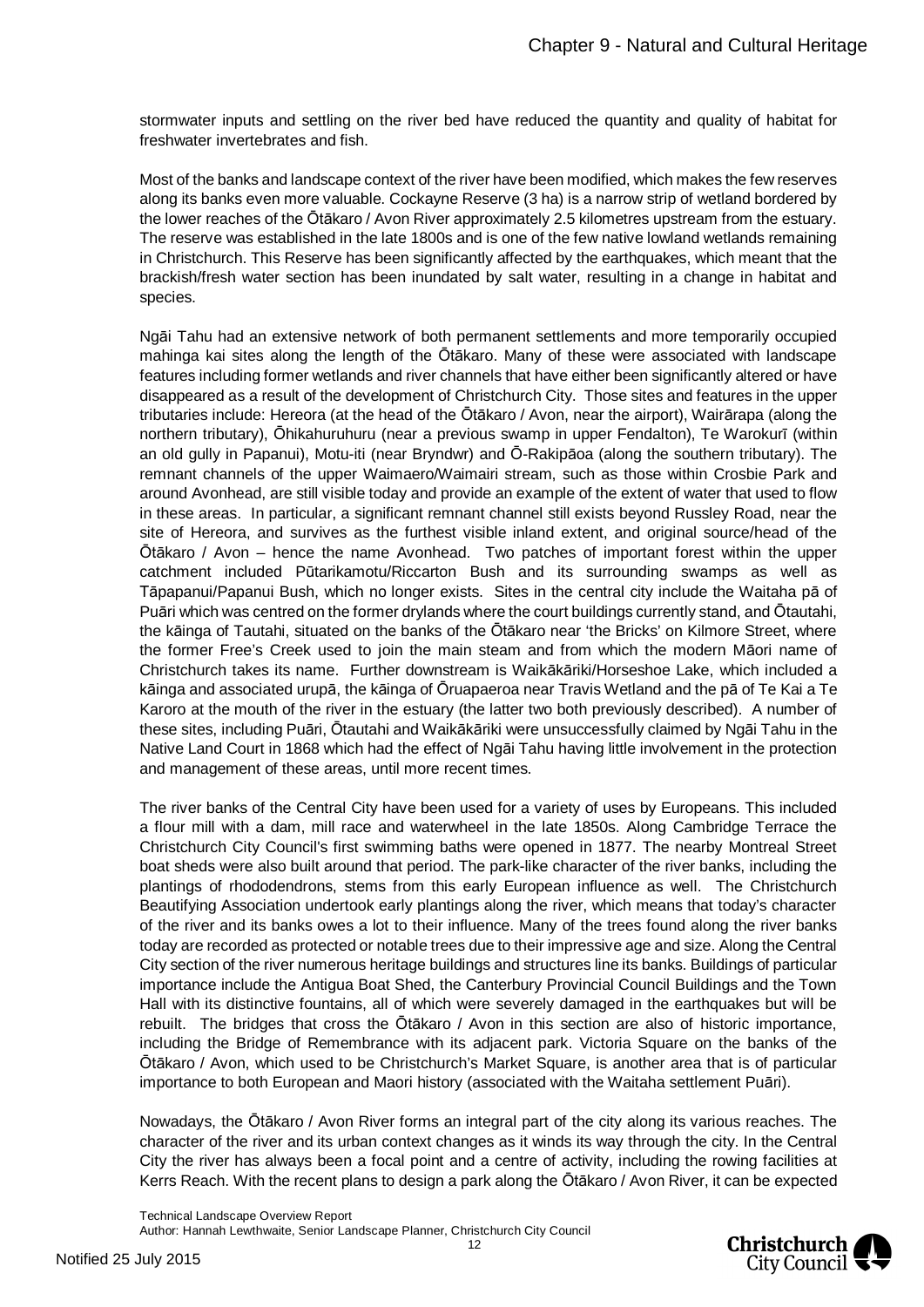stormwater inputs and settling on the river bed have reduced the quantity and quality of habitat for freshwater invertebrates and fish.

Most of the banks and landscape context of the river have been modified, which makes the few reserves along its banks even more valuable. Cockayne Reserve (3 ha) is a narrow strip of wetland bordered by the lower reaches of the Ōtākaro / Avon River approximately 2.5 kilometres upstream from the estuary. The reserve was established in the late 1800s and is one of the few native lowland wetlands remaining in Christchurch. This Reserve has been significantly affected by the earthquakes, which meant that the brackish/fresh water section has been inundated by salt water, resulting in a change in habitat and species.

Ngāi Tahu had an extensive network of both permanent settlements and more temporarily occupied mahinga kai sites along the length of the Ōtākaro. Many of these were associated with landscape features including former wetlands and river channels that have either been significantly altered or have disappeared as a result of the development of Christchurch City. Those sites and features in the upper tributaries include: Hereora (at the head of the Ōtākaro / Avon, near the airport), Wairārapa (along the northern tributary), Ōhikahuruhuru (near a previous swamp in upper Fendalton), Te Warokurī (within an old gully in Papanui), Motu-iti (near Bryndwr) and Ō-Rakipāoa (along the southern tributary). The remnant channels of the upper Waimaero/Waimairi stream, such as those within Crosbie Park and around Avonhead, are still visible today and provide an example of the extent of water that used to flow in these areas. In particular, a significant remnant channel still exists beyond Russley Road, near the site of Hereora, and survives as the furthest visible inland extent, and original source/head of the Ōtākaro / Avon – hence the name Avonhead. Two patches of important forest within the upper catchment included Pūtarikamotu/Riccarton Bush and its surrounding swamps as well as Tāpapanui/Papanui Bush, which no longer exists. Sites in the central city include the Waitaha pā of Puāri which was centred on the former drylands where the court buildings currently stand, and Ōtautahi, the kāinga of Tautahi, situated on the banks of the Ōtākaro near 'the Bricks' on Kilmore Street, where the former Free's Creek used to join the main steam and from which the modern Māori name of Christchurch takes its name. Further downstream is Waikākāriki/Horseshoe Lake, which included a kāinga and associated urupā, the kāinga of Ōruapaeroa near Travis Wetland and the pā of Te Kai a Te Karoro at the mouth of the river in the estuary (the latter two both previously described). A number of these sites, including Puāri, Ōtautahi and Waikākāriki were unsuccessfully claimed by Ngāi Tahu in the Native Land Court in 1868 which had the effect of Ngāi Tahu having little involvement in the protection and management of these areas, until more recent times.

The river banks of the Central City have been used for a variety of uses by Europeans. This included a flour mill with a dam, mill race and waterwheel in the late 1850s. Along Cambridge Terrace the Christchurch City Council's first swimming baths were opened in 1877. The nearby Montreal Street boat sheds were also built around that period. The park-like character of the river banks, including the plantings of rhododendrons, stems from this early European influence as well. The Christchurch Beautifying Association undertook early plantings along the river, which means that today's character of the river and its banks owes a lot to their influence. Many of the trees found along the river banks today are recorded as protected or notable trees due to their impressive age and size. Along the Central City section of the river numerous heritage buildings and structures line its banks. Buildings of particular importance include the Antigua Boat Shed, the Canterbury Provincial Council Buildings and the Town Hall with its distinctive fountains, all of which were severely damaged in the earthquakes but will be rebuilt. The bridges that cross the Ōtākaro / Avon in this section are also of historic importance, including the Bridge of Remembrance with its adjacent park. Victoria Square on the banks of the Ōtākaro / Avon, which used to be Christchurch's Market Square, is another area that is of particular importance to both European and Maori history (associated with the Waitaha settlement Puāri).

Nowadays, the Ōtākaro / Avon River forms an integral part of the city along its various reaches. The character of the river and its urban context changes as it winds its way through the city. In the Central City the river has always been a focal point and a centre of activity, including the rowing facilities at Kerrs Reach. With the recent plans to design a park along the Ōtākaro / Avon River, it can be expected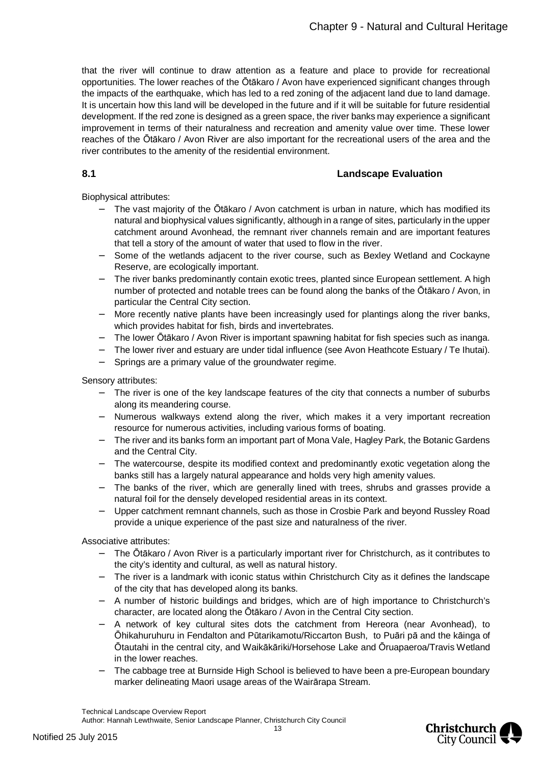that the river will continue to draw attention as a feature and place to provide for recreational opportunities. The lower reaches of the Ōtākaro / Avon have experienced significant changes through the impacts of the earthquake, which has led to a red zoning of the adjacent land due to land damage. It is uncertain how this land will be developed in the future and if it will be suitable for future residential development. If the red zone is designed as a green space, the river banks may experience a significant improvement in terms of their naturalness and recreation and amenity value over time. These lower reaches of the Ōtākaro / Avon River are also important for the recreational users of the area and the river contributes to the amenity of the residential environment.

### 8.1 Landscape Evaluation

Biophysical attributes:

- The vast majority of the Ōtākaro / Avon catchment is urban in nature, which has modified its natural and biophysical values significantly, although in a range of sites, particularly in the upper catchment around Avonhead, the remnant river channels remain and are important features that tell a story of the amount of water that used to flow in the river.
- Some of the wetlands adjacent to the river course, such as Bexley Wetland and Cockayne Reserve, are ecologically important.
- The river banks predominantly contain exotic trees, planted since European settlement. A high number of protected and notable trees can be found along the banks of the Ōtākaro / Avon, in particular the Central City section.
- More recently native plants have been increasingly used for plantings along the river banks, which provides habitat for fish, birds and invertebrates.
- The lower Ōtākaro / Avon River is important spawning habitat for fish species such as inanga.
- The lower river and estuary are under tidal influence (see Avon Heathcote Estuary / Te Ihutai).
- Springs are a primary value of the groundwater regime.

Sensory attributes:

- The river is one of the key landscape features of the city that connects a number of suburbs along its meandering course.
- Numerous walkways extend along the river, which makes it a very important recreation resource for numerous activities, including various forms of boating.
- The river and its banks form an important part of Mona Vale, Hagley Park, the Botanic Gardens and the Central City.
- The watercourse, despite its modified context and predominantly exotic vegetation along the banks still has a largely natural appearance and holds very high amenity values.
- The banks of the river, which are generally lined with trees, shrubs and grasses provide a natural foil for the densely developed residential areas in its context.
- Upper catchment remnant channels, such as those in Crosbie Park and beyond Russley Road provide a unique experience of the past size and naturalness of the river.

Associative attributes:

- The Ōtākaro / Avon River is a particularly important river for Christchurch, as it contributes to the city's identity and cultural, as well as natural history.
- The river is a landmark with iconic status within Christchurch City as it defines the landscape of the city that has developed along its banks.
- A number of historic buildings and bridges, which are of high importance to Christchurch's character, are located along the Ōtākaro / Avon in the Central City section.
- A network of key cultural sites dots the catchment from Hereora (near Avonhead), to Ōhikahuruhuru in Fendalton and Pūtarikamotu/Riccarton Bush, to Puāri pā and the kāinga of Ōtautahi in the central city, and Waikākāriki/Horsehose Lake and Ōruapaeroa/Travis Wetland in the lower reaches.
- The cabbage tree at Burnside High School is believed to have been a pre-European boundary marker delineating Maori usage areas of the Wairārapa Stream.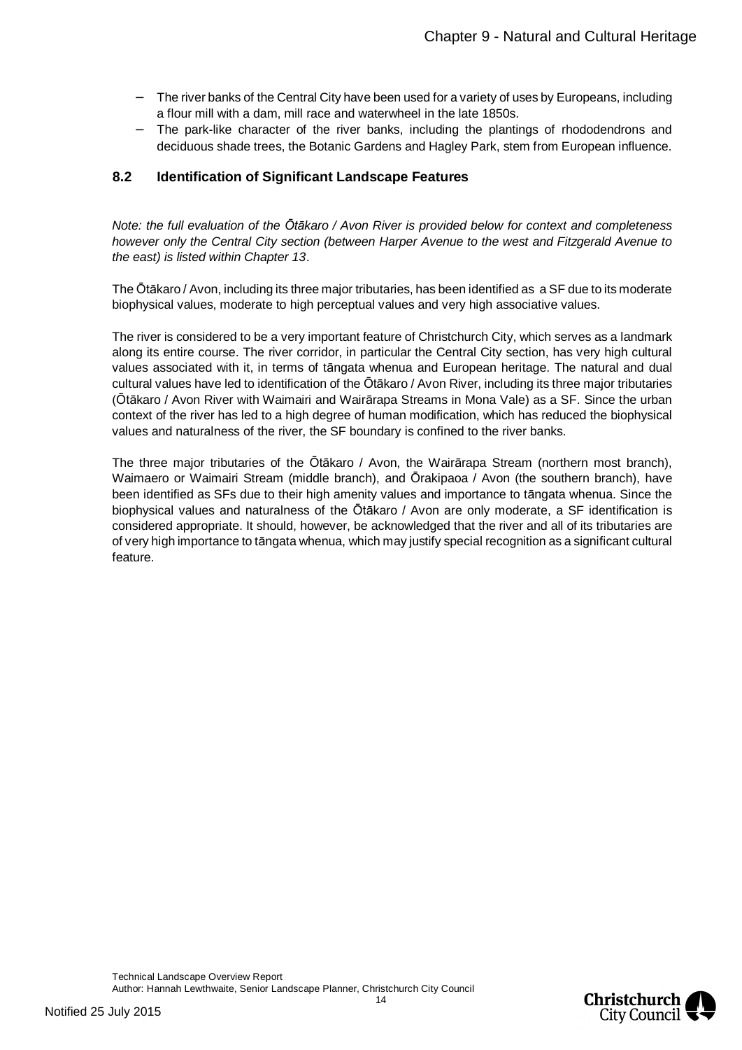- The river banks of the Central City have been used for a variety of uses by Europeans, including a flour mill with a dam, mill race and waterwheel in the late 1850s.
- The park-like character of the river banks, including the plantings of rhododendrons and deciduous shade trees, the Botanic Gardens and Hagley Park, stem from European influence.

### 8.2 Identification of Significant Landscape Features

*Note: the full evaluation of the Ōtākaro / Avon River is provided below for context and completeness however only the Central City section (between Harper Avenue to the west and Fitzgerald Avenue to the east) is listed within Chapter 13*.

The Ōtākaro / Avon, including its three major tributaries, has been identified as a SF due to its moderate biophysical values, moderate to high perceptual values and very high associative values.

The river is considered to be a very important feature of Christchurch City, which serves as a landmark along its entire course. The river corridor, in particular the Central City section, has very high cultural values associated with it, in terms of tāngata whenua and European heritage. The natural and dual cultural values have led to identification of the Ōtākaro / Avon River, including its three major tributaries (Ōtākaro / Avon River with Waimairi and Wairārapa Streams in Mona Vale) as a SF. Since the urban context of the river has led to a high degree of human modification, which has reduced the biophysical values and naturalness of the river, the SF boundary is confined to the river banks.

The three major tributaries of the Ōtākaro / Avon, the Wairārapa Stream (northern most branch), Waimaero or Waimairi Stream (middle branch), and Ōrakipaoa / Avon (the southern branch), have been identified as SFs due to their high amenity values and importance to tāngata whenua. Since the biophysical values and naturalness of the Ōtākaro / Avon are only moderate, a SF identification is considered appropriate. It should, however, be acknowledged that the river and all of its tributaries are of very high importance to tāngata whenua, which may justify special recognition as a significant cultural feature.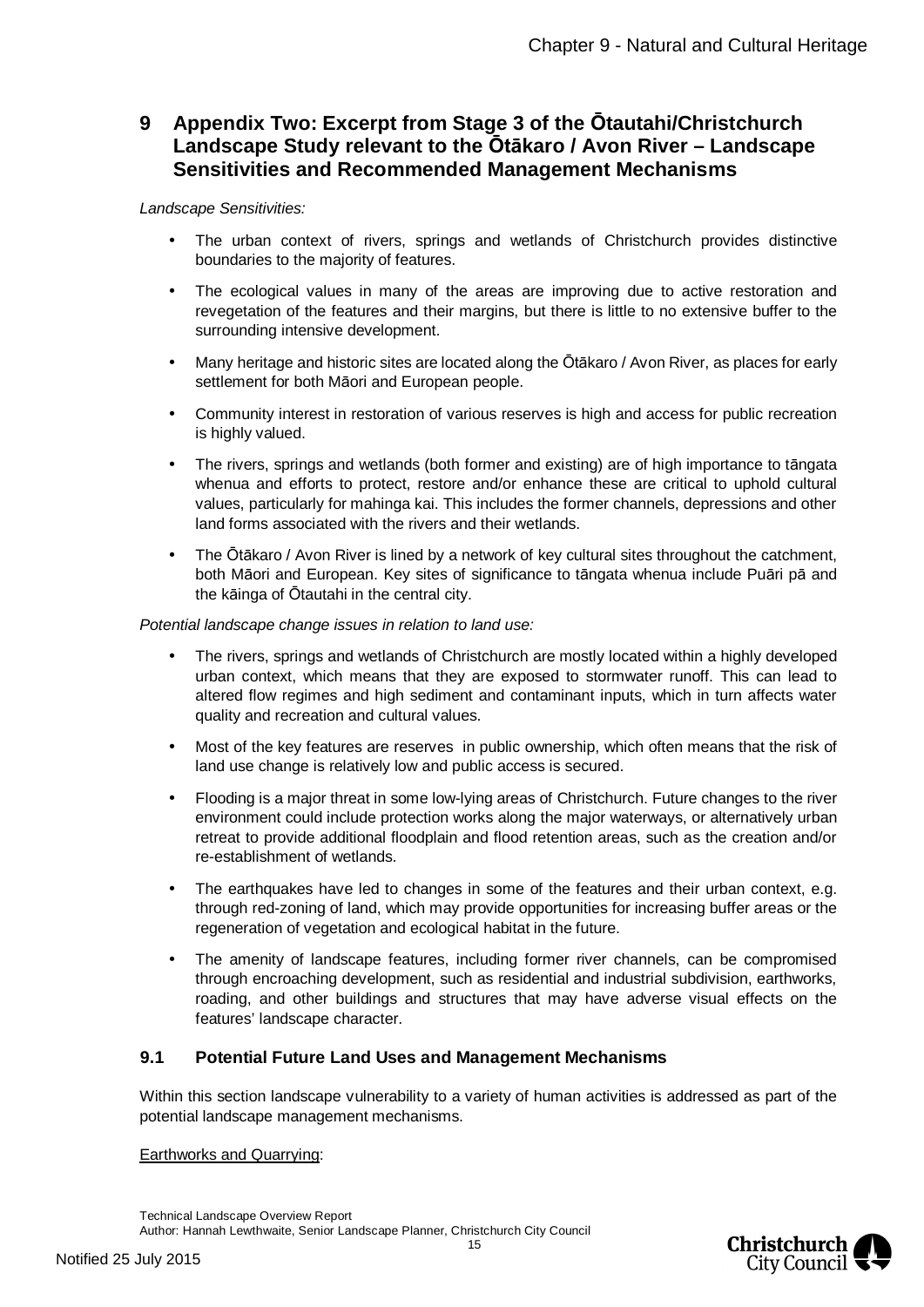# 9 Appendix Two: Excerpt from Stage 3 of the Ōtautahi/Christchurch Landscape Study relevant to the Ōtākaro / Avon River – Landscape Sensitivities and Recommended Management Mechanisms

*Landscape Sensitivities:*

- The urban context of rivers, springs and wetlands of Christchurch provides distinctive boundaries to the majority of features.
- The ecological values in many of the areas are improving due to active restoration and revegetation of the features and their margins, but there is little to no extensive buffer to the surrounding intensive development.
- Many heritage and historic sites are located along the Ōtākaro / Avon River, as places for early settlement for both Māori and European people.
- Community interest in restoration of various reserves is high and access for public recreation is highly valued.
- The rivers, springs and wetlands (both former and existing) are of high importance to tāngata whenua and efforts to protect, restore and/or enhance these are critical to uphold cultural values, particularly for mahinga kai. This includes the former channels, depressions and other land forms associated with the rivers and their wetlands.
- The Ōtākaro / Avon River is lined by a network of key cultural sites throughout the catchment, both Māori and European. Key sites of significance to tāngata whenua include Puāri pā and the kāinga of Ōtautahi in the central city.

*Potential landscape change issues in relation to land use:*

- The rivers, springs and wetlands of Christchurch are mostly located within a highly developed urban context, which means that they are exposed to stormwater runoff. This can lead to altered flow regimes and high sediment and contaminant inputs, which in turn affects water quality and recreation and cultural values.
- Most of the key features are reserves in public ownership, which often means that the risk of land use change is relatively low and public access is secured.
- Flooding is a major threat in some low-lying areas of Christchurch. Future changes to the river environment could include protection works along the major waterways, or alternatively urban retreat to provide additional floodplain and flood retention areas, such as the creation and/or re-establishment of wetlands.
- The earthquakes have led to changes in some of the features and their urban context, e.g. through red-zoning of land, which may provide opportunities for increasing buffer areas or the regeneration of vegetation and ecological habitat in the future.
- The amenity of landscape features, including former river channels, can be compromised through encroaching development, such as residential and industrial subdivision, earthworks, roading, and other buildings and structures that may have adverse visual effects on the features' landscape character.

## 9.1 Potential Future Land Uses and Management Mechanisms

Within this section landscape vulnerability to a variety of human activities is addressed as part of the potential landscape management mechanisms.

<u>Earthworks and Quarrying</u>: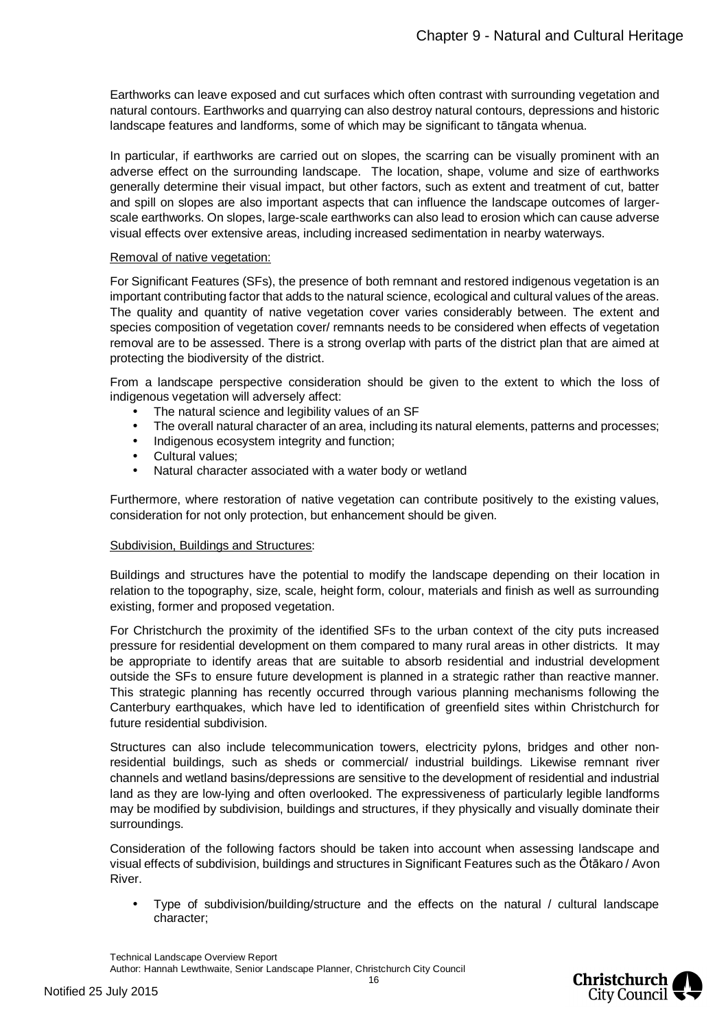Earthworks can leave exposed and cut surfaces which often contrast with surrounding vegetation and natural contours. Earthworks and quarrying can also destroy natural contours, depressions and historic landscape features and landforms, some of which may be significant to tāngata whenua.

In particular, if earthworks are carried out on slopes, the scarring can be visually prominent with an adverse effect on the surrounding landscape. The location, shape, volume and size of earthworks generally determine their visual impact, but other factors, such as extent and treatment of cut, batter and spill on slopes are also important aspects that can influence the landscape outcomes of larger-scale earthworks. On slopes, large-scale earthworks can also lead to erosion which can cause adverse visual effects over extensive areas, including increased sedimentation in nearby waterways.

<u>Removal of native vegetation:</u>

For Significant Features (SFs), the presence of both remnant and restored indigenous vegetation is an important contributing factor that adds to the natural science, ecological and cultural values of the areas. The quality and quantity of native vegetation cover varies considerably between. The extent and species composition of vegetation cover/ remnants needs to be considered when effects of vegetation removal are to be assessed. There is a strong overlap with parts of the district plan that are aimed at protecting the biodiversity of the district.

From a landscape perspective consideration should be given to the extent to which the loss of indigenous vegetation will adversely affect:

- The natural science and legibility values of an SF
- The overall natural character of an area, including its natural elements, patterns and processes;
- Indigenous ecosystem integrity and function;
- Cultural values;
- Natural character associated with a water body or wetland

Furthermore, where restoration of native vegetation can contribute positively to the existing values, consideration for not only protection, but enhancement should be given.

<u>Subdivision, Buildings and Structures</u>:

Buildings and structures have the potential to modify the landscape depending on their location in relation to the topography, size, scale, height form, colour, materials and finish as well as surrounding existing, former and proposed vegetation.

For Christchurch the proximity of the identified SFs to the urban context of the city puts increased pressure for residential development on them compared to many rural areas in other districts. It may be appropriate to identify areas that are suitable to absorb residential and industrial development outside the SFs to ensure future development is planned in a strategic rather than reactive manner. This strategic planning has recently occurred through various planning mechanisms following the Canterbury earthquakes, which have led to identification of greenfield sites within Christchurch for future residential subdivision.

Structures can also include telecommunication towers, electricity pylons, bridges and other non-residential buildings, such as sheds or commercial/ industrial buildings. Likewise remnant river channels and wetland basins/depressions are sensitive to the development of residential and industrial land as they are low-lying and often overlooked. The expressiveness of particularly legible landforms may be modified by subdivision, buildings and structures, if they physically and visually dominate their surroundings.

Consideration of the following factors should be taken into account when assessing landscape and visual effects of subdivision, buildings and structures in Significant Features such as the Ōtākaro / Avon River.

- Type of subdivision/building/structure and the effects on the natural / cultural landscape character;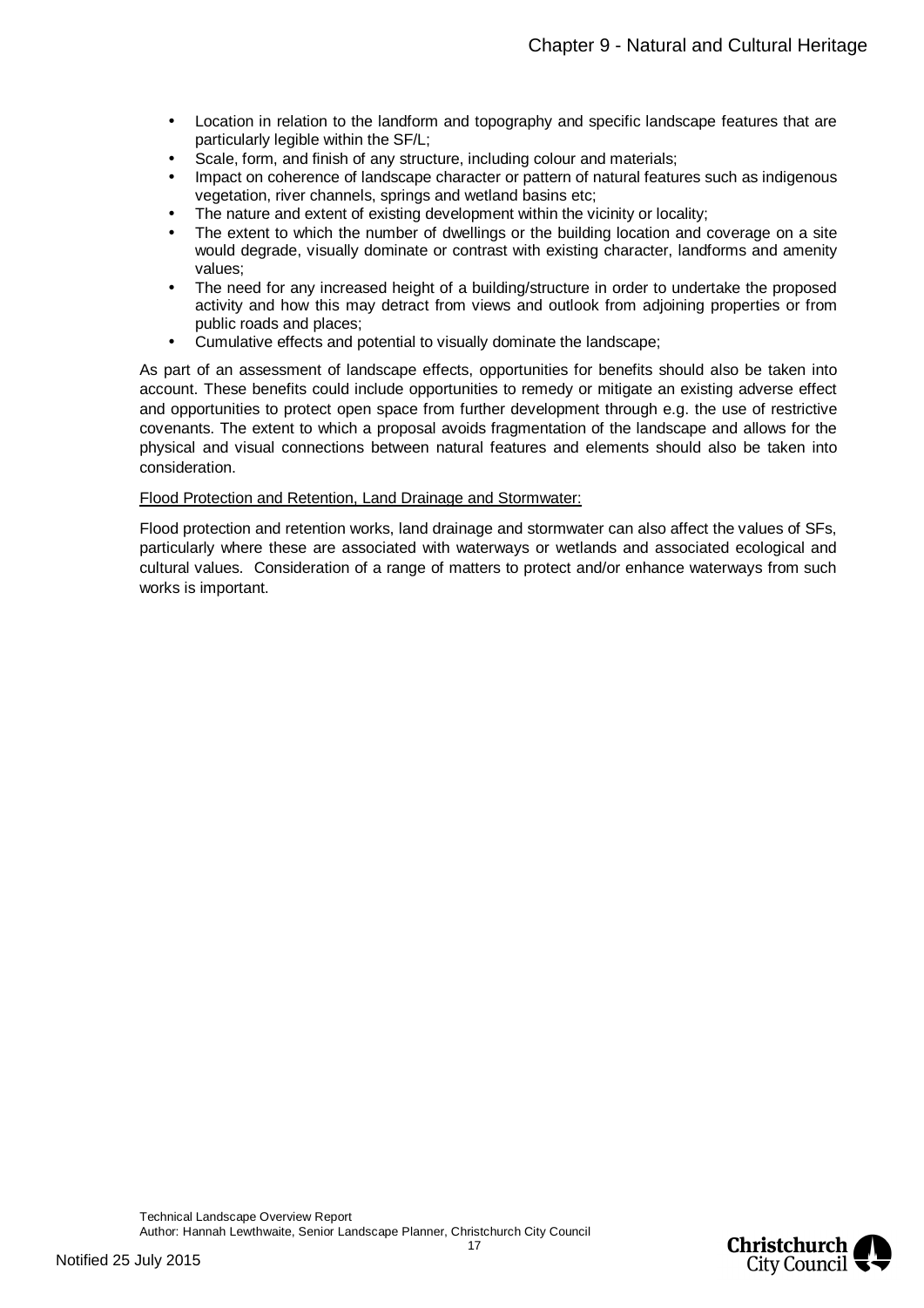- Location in relation to the landform and topography and specific landscape features that are particularly legible within the SF/L;
- Scale, form, and finish of any structure, including colour and materials;
- Impact on coherence of landscape character or pattern of natural features such as indigenous vegetation, river channels, springs and wetland basins etc;
- The nature and extent of existing development within the vicinity or locality;
- The extent to which the number of dwellings or the building location and coverage on a site would degrade, visually dominate or contrast with existing character, landforms and amenity values;
- The need for any increased height of a building/structure in order to undertake the proposed activity and how this may detract from views and outlook from adjoining properties or from public roads and places;
- Cumulative effects and potential to visually dominate the landscape;

As part of an assessment of landscape effects, opportunities for benefits should also be taken into account. These benefits could include opportunities to remedy or mitigate an existing adverse effect and opportunities to protect open space from further development through e.g. the use of restrictive covenants. The extent to which a proposal avoids fragmentation of the landscape and allows for the physical and visual connections between natural features and elements should also be taken into consideration.

Flood Protection and Retention, Land Drainage and Stormwater:

Flood protection and retention works, land drainage and stormwater can also affect the values of SFs, particularly where these are associated with waterways or wetlands and associated ecological and cultural values. Consideration of a range of matters to protect and/or enhance waterways from such works is important.